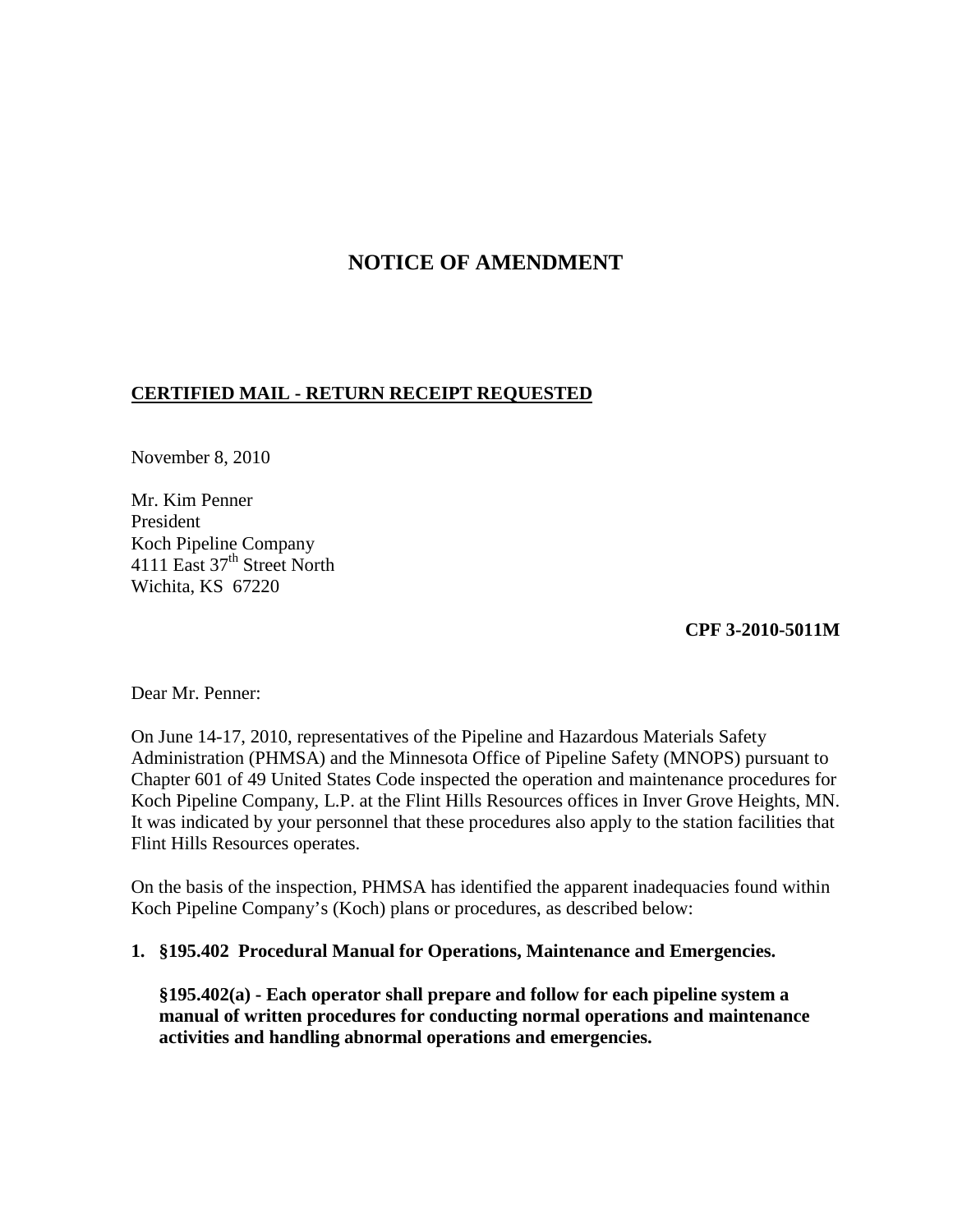# NOTICE OF AMENDMENT

**CERTIFIED MAIL - RETURN RECEIPT REQUESTED**

November 8, 2010

Mr. Kim Penner
President
Koch Pipeline Company
4111 East 37th Street North
Wichita, KS 67220

**CPF 3-2010-5011M**

Dear Mr. Penner:

On June 14-17, 2010, representatives of the Pipeline and Hazardous Materials Safety Administration (PHMSA) and the Minnesota Office of Pipeline Safety (MNOPS) pursuant to Chapter 601 of 49 United States Code inspected the operation and maintenance procedures for Koch Pipeline Company, L.P. at the Flint Hills Resources offices in Inver Grove Heights, MN. It was indicated by your personnel that these procedures also apply to the station facilities that Flint Hills Resources operates.

On the basis of the inspection, PHMSA has identified the apparent inadequacies found within Koch Pipeline Company's (Koch) plans or procedures, as described below:

1. **§195.402 Procedural Manual for Operations, Maintenance and Emergencies.**

   **§195.402(a) - Each operator shall prepare and follow for each pipeline system a manual of written procedures for conducting normal operations and maintenance activities and handling abnormal operations and emergencies.**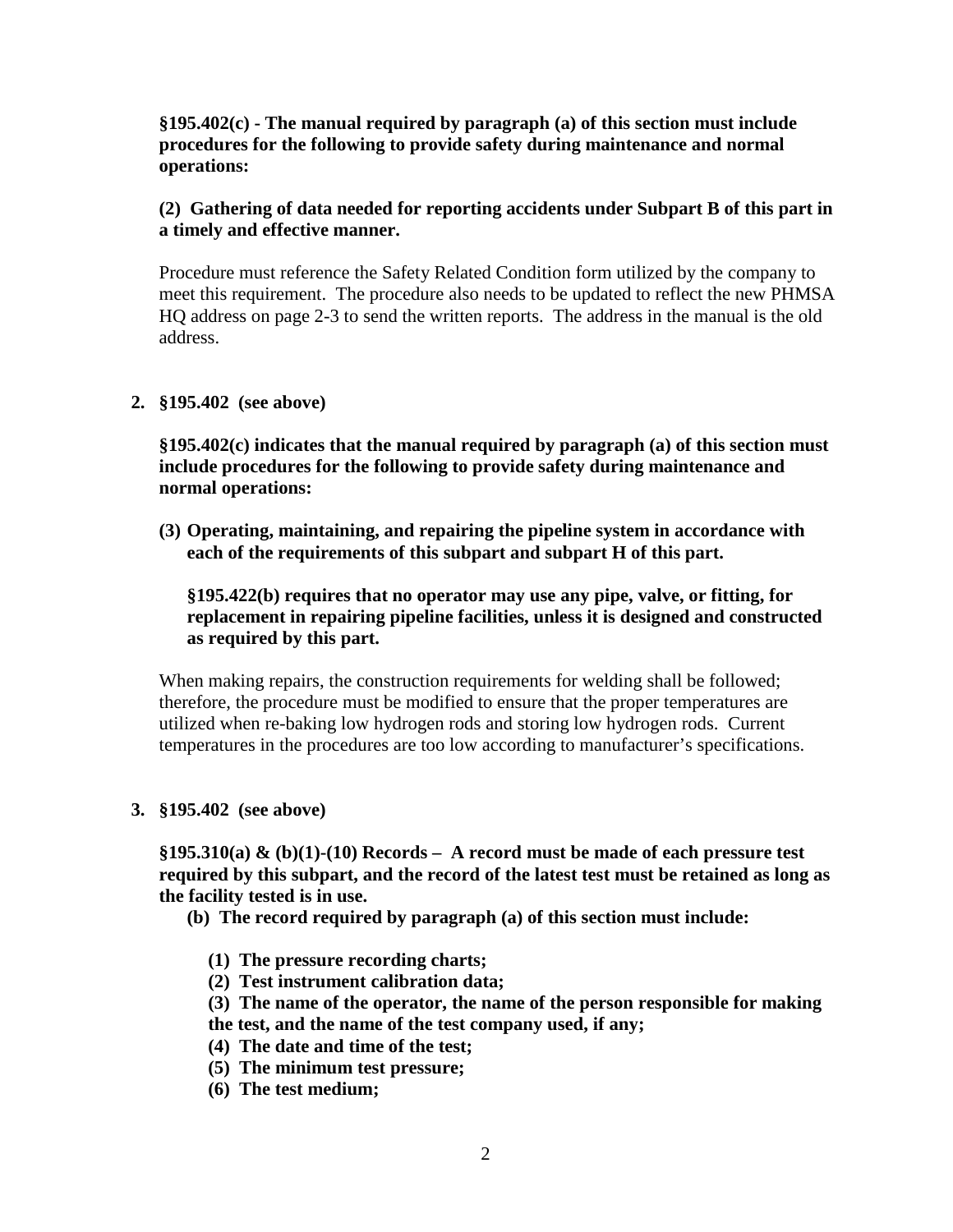**§195.402(c) - The manual required by paragraph (a) of this section must include procedures for the following to provide safety during maintenance and normal operations:**

**(2) Gathering of data needed for reporting accidents under Subpart B of this part in a timely and effective manner.**

Procedure must reference the Safety Related Condition form utilized by the company to meet this requirement. The procedure also needs to be updated to reflect the new PHMSA HQ address on page 2-3 to send the written reports. The address in the manual is the old address.

2. **§195.402 (see above)**

   **§195.402(c) indicates that the manual required by paragraph (a) of this section must include procedures for the following to provide safety during maintenance and normal operations:**

   **(3) Operating, maintaining, and repairing the pipeline system in accordance with each of the requirements of this subpart and subpart H of this part.**

   **§195.422(b) requires that no operator may use any pipe, valve, or fitting, for replacement in repairing pipeline facilities, unless it is designed and constructed as required by this part.**

   When making repairs, the construction requirements for welding shall be followed; therefore, the procedure must be modified to ensure that the proper temperatures are utilized when re-baking low hydrogen rods and storing low hydrogen rods. Current temperatures in the procedures are too low according to manufacturer's specifications.

3. **§195.402 (see above)**

   **§195.310(a) & (b)(1)-(10) Records – A record must be made of each pressure test required by this subpart, and the record of the latest test must be retained as long as the facility tested is in use.**

   **(b) The record required by paragraph (a) of this section must include:**

   **(1) The pressure recording charts;**
   **(2) Test instrument calibration data;**
   **(3) The name of the operator, the name of the person responsible for making the test, and the name of the test company used, if any;**
   **(4) The date and time of the test;**
   **(5) The minimum test pressure;**
   **(6) The test medium;**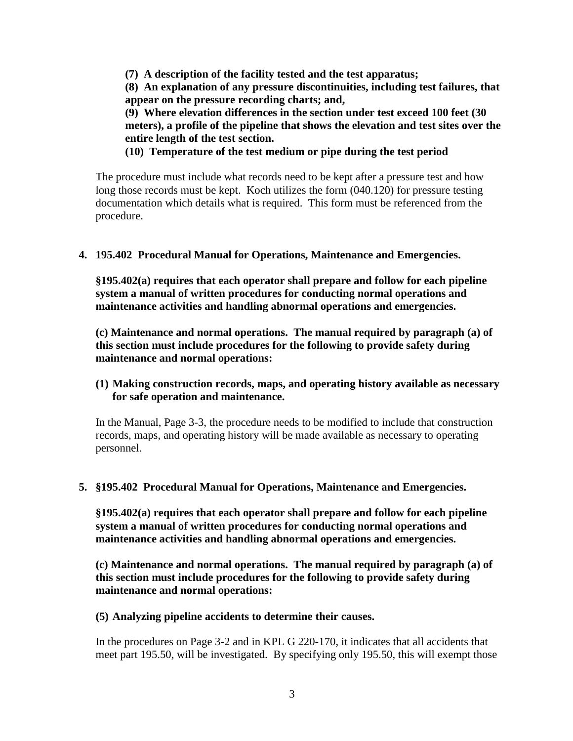**(7) A description of the facility tested and the test apparatus;**

**(8) An explanation of any pressure discontinuities, including test failures, that appear on the pressure recording charts; and,**

**(9) Where elevation differences in the section under test exceed 100 feet (30 meters), a profile of the pipeline that shows the elevation and test sites over the entire length of the test section.**

**(10) Temperature of the test medium or pipe during the test period**

The procedure must include what records need to be kept after a pressure test and how long those records must be kept. Koch utilizes the form (040.120) for pressure testing documentation which details what is required. This form must be referenced from the procedure.

**4. 195.402 Procedural Manual for Operations, Maintenance and Emergencies.**

**§195.402(a) requires that each operator shall prepare and follow for each pipeline system a manual of written procedures for conducting normal operations and maintenance activities and handling abnormal operations and emergencies.**

**(c) Maintenance and normal operations. The manual required by paragraph (a) of this section must include procedures for the following to provide safety during maintenance and normal operations:**

**(1) Making construction records, maps, and operating history available as necessary for safe operation and maintenance.**

In the Manual, Page 3-3, the procedure needs to be modified to include that construction records, maps, and operating history will be made available as necessary to operating personnel.

**5. §195.402 Procedural Manual for Operations, Maintenance and Emergencies.**

**§195.402(a) requires that each operator shall prepare and follow for each pipeline system a manual of written procedures for conducting normal operations and maintenance activities and handling abnormal operations and emergencies.**

**(c) Maintenance and normal operations. The manual required by paragraph (a) of this section must include procedures for the following to provide safety during maintenance and normal operations:**

**(5) Analyzing pipeline accidents to determine their causes.**

In the procedures on Page 3-2 and in KPL G 220-170, it indicates that all accidents that meet part 195.50, will be investigated. By specifying only 195.50, this will exempt those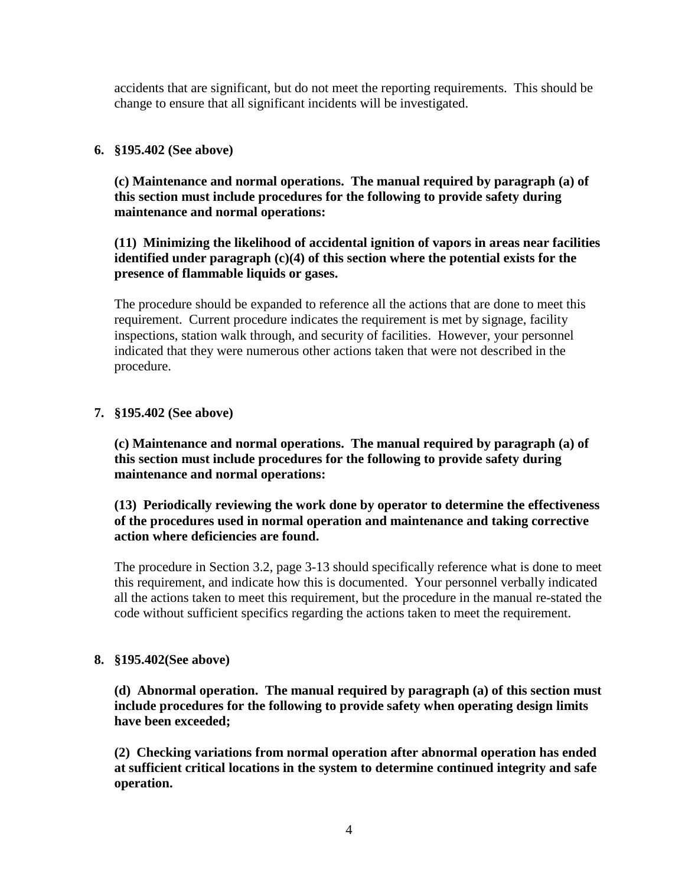accidents that are significant, but do not meet the reporting requirements. This should be change to ensure that all significant incidents will be investigated.

**6. §195.402 (See above)**

**(c) Maintenance and normal operations. The manual required by paragraph (a) of this section must include procedures for the following to provide safety during maintenance and normal operations:**

**(11) Minimizing the likelihood of accidental ignition of vapors in areas near facilities identified under paragraph (c)(4) of this section where the potential exists for the presence of flammable liquids or gases.**

The procedure should be expanded to reference all the actions that are done to meet this requirement. Current procedure indicates the requirement is met by signage, facility inspections, station walk through, and security of facilities. However, your personnel indicated that they were numerous other actions taken that were not described in the procedure.

**7. §195.402 (See above)**

**(c) Maintenance and normal operations. The manual required by paragraph (a) of this section must include procedures for the following to provide safety during maintenance and normal operations:**

**(13) Periodically reviewing the work done by operator to determine the effectiveness of the procedures used in normal operation and maintenance and taking corrective action where deficiencies are found.**

The procedure in Section 3.2, page 3-13 should specifically reference what is done to meet this requirement, and indicate how this is documented. Your personnel verbally indicated all the actions taken to meet this requirement, but the procedure in the manual re-stated the code without sufficient specifics regarding the actions taken to meet the requirement.

**8. §195.402(See above)**

**(d) Abnormal operation. The manual required by paragraph (a) of this section must include procedures for the following to provide safety when operating design limits have been exceeded;**

**(2) Checking variations from normal operation after abnormal operation has ended at sufficient critical locations in the system to determine continued integrity and safe operation.**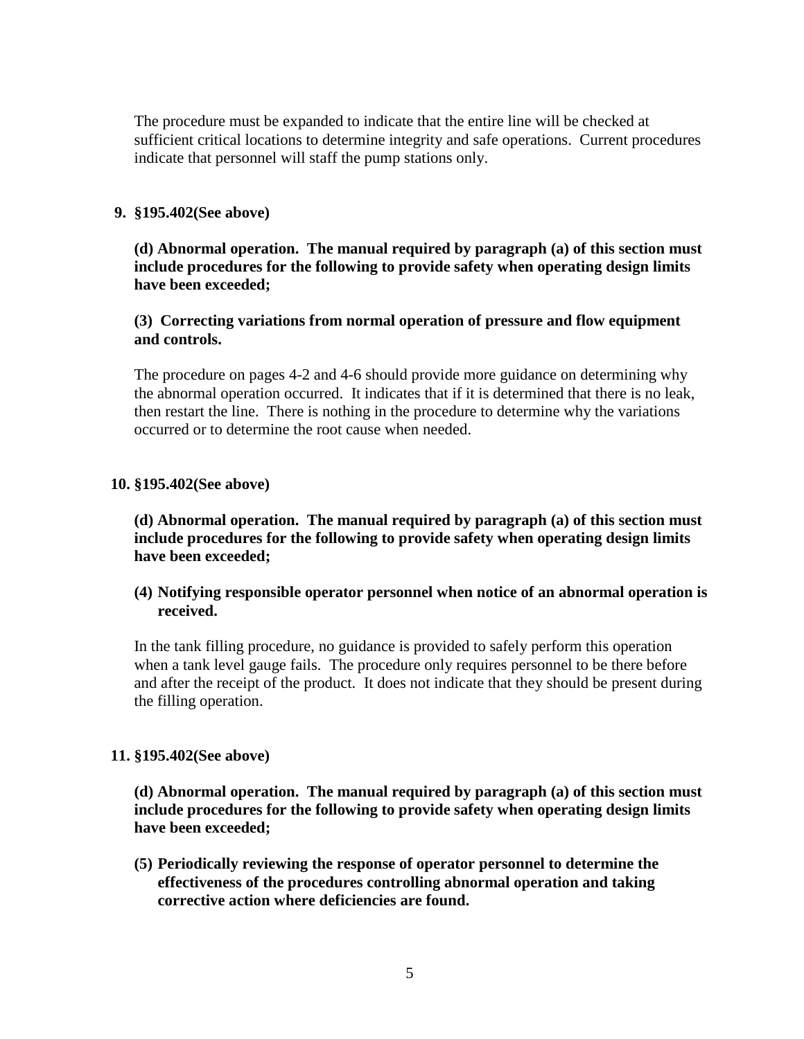The procedure must be expanded to indicate that the entire line will be checked at sufficient critical locations to determine integrity and safe operations. Current procedures indicate that personnel will staff the pump stations only.

**9. §195.402(See above)**

**(d) Abnormal operation. The manual required by paragraph (a) of this section must include procedures for the following to provide safety when operating design limits have been exceeded;**

**(3) Correcting variations from normal operation of pressure and flow equipment and controls.**

The procedure on pages 4-2 and 4-6 should provide more guidance on determining why the abnormal operation occurred. It indicates that if it is determined that there is no leak, then restart the line. There is nothing in the procedure to determine why the variations occurred or to determine the root cause when needed.

**10. §195.402(See above)**

**(d) Abnormal operation. The manual required by paragraph (a) of this section must include procedures for the following to provide safety when operating design limits have been exceeded;**

**(4) Notifying responsible operator personnel when notice of an abnormal operation is received.**

In the tank filling procedure, no guidance is provided to safely perform this operation when a tank level gauge fails. The procedure only requires personnel to be there before and after the receipt of the product. It does not indicate that they should be present during the filling operation.

**11. §195.402(See above)**

**(d) Abnormal operation. The manual required by paragraph (a) of this section must include procedures for the following to provide safety when operating design limits have been exceeded;**

**(5) Periodically reviewing the response of operator personnel to determine the effectiveness of the procedures controlling abnormal operation and taking corrective action where deficiencies are found.**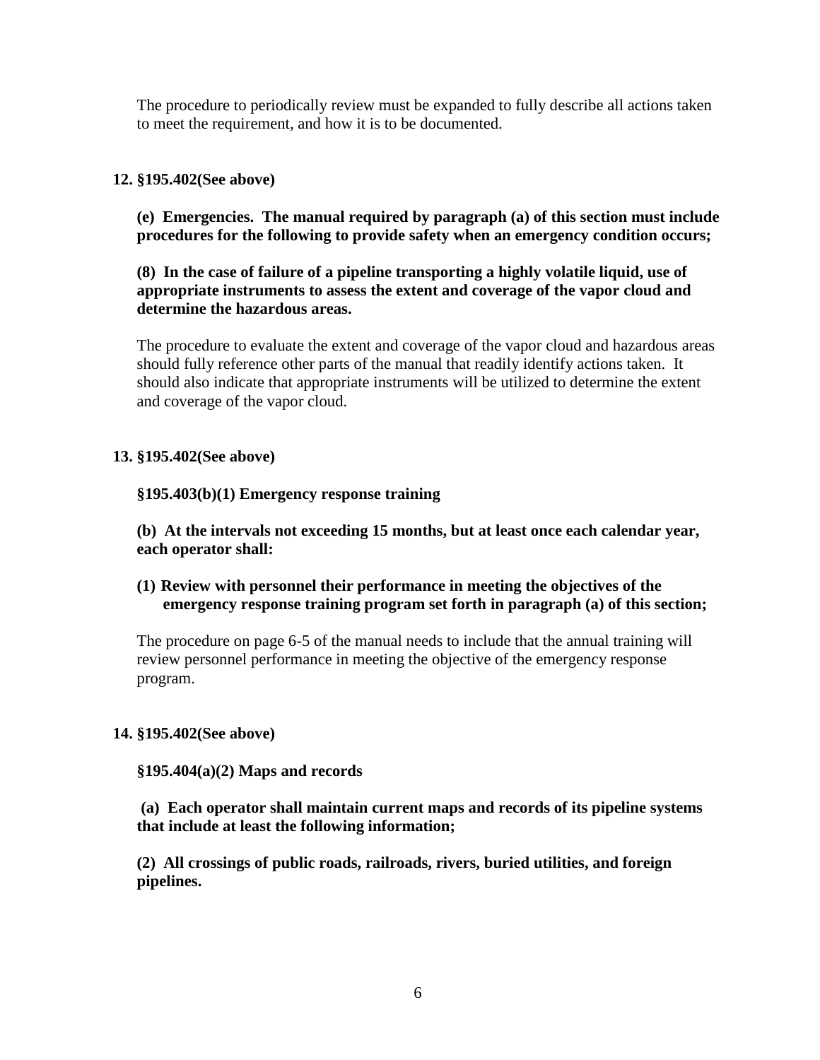The procedure to periodically review must be expanded to fully describe all actions taken to meet the requirement, and how it is to be documented.

**12. §195.402(See above)**

**(e) Emergencies. The manual required by paragraph (a) of this section must include procedures for the following to provide safety when an emergency condition occurs;**

**(8) In the case of failure of a pipeline transporting a highly volatile liquid, use of appropriate instruments to assess the extent and coverage of the vapor cloud and determine the hazardous areas.**

The procedure to evaluate the extent and coverage of the vapor cloud and hazardous areas should fully reference other parts of the manual that readily identify actions taken. It should also indicate that appropriate instruments will be utilized to determine the extent and coverage of the vapor cloud.

**13. §195.402(See above)**

**§195.403(b)(1) Emergency response training**

**(b) At the intervals not exceeding 15 months, but at least once each calendar year, each operator shall:**

**(1) Review with personnel their performance in meeting the objectives of the emergency response training program set forth in paragraph (a) of this section;**

The procedure on page 6-5 of the manual needs to include that the annual training will review personnel performance in meeting the objective of the emergency response program.

**14. §195.402(See above)**

**§195.404(a)(2) Maps and records**

**(a) Each operator shall maintain current maps and records of its pipeline systems that include at least the following information;**

**(2) All crossings of public roads, railroads, rivers, buried utilities, and foreign pipelines.**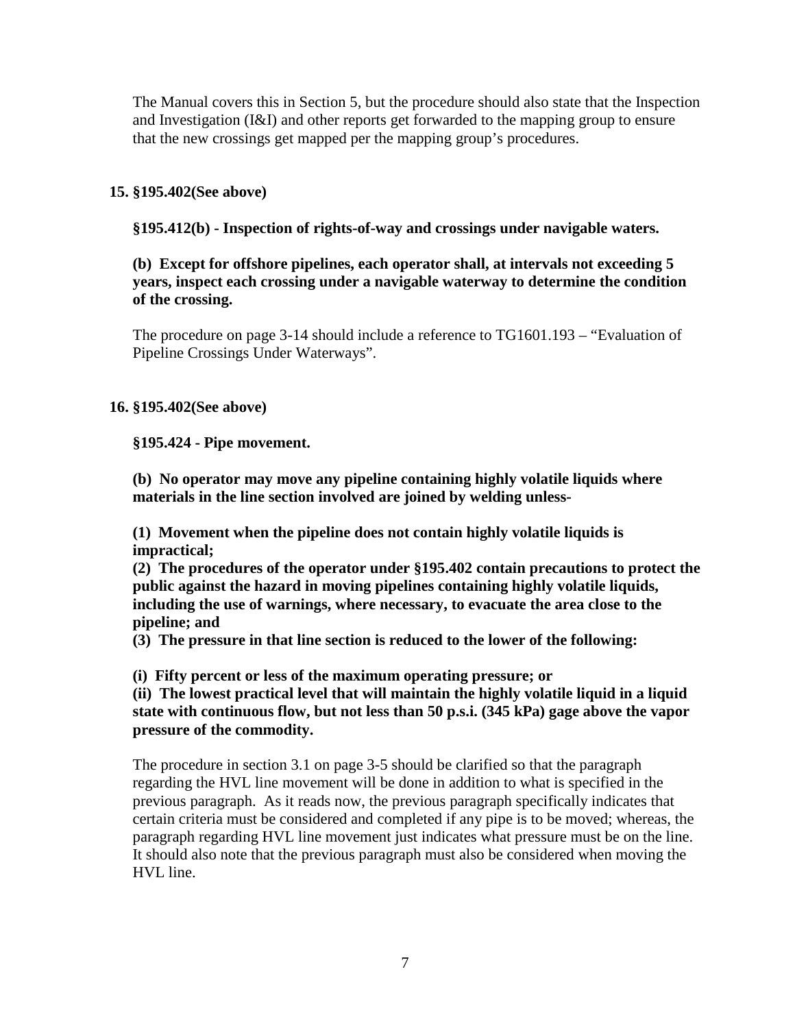The Manual covers this in Section 5, but the procedure should also state that the Inspection and Investigation (I&I) and other reports get forwarded to the mapping group to ensure that the new crossings get mapped per the mapping group's procedures.

**15. §195.402(See above)**

**§195.412(b) - Inspection of rights-of-way and crossings under navigable waters.**

**(b) Except for offshore pipelines, each operator shall, at intervals not exceeding 5 years, inspect each crossing under a navigable waterway to determine the condition of the crossing.**

The procedure on page 3-14 should include a reference to TG1601.193 – "Evaluation of Pipeline Crossings Under Waterways".

**16. §195.402(See above)**

**§195.424 - Pipe movement.**

**(b) No operator may move any pipeline containing highly volatile liquids where materials in the line section involved are joined by welding unless-**

**(1) Movement when the pipeline does not contain highly volatile liquids is impractical;**

**(2) The procedures of the operator under §195.402 contain precautions to protect the public against the hazard in moving pipelines containing highly volatile liquids, including the use of warnings, where necessary, to evacuate the area close to the pipeline; and**

**(3) The pressure in that line section is reduced to the lower of the following:**

**(i) Fifty percent or less of the maximum operating pressure; or**

**(ii) The lowest practical level that will maintain the highly volatile liquid in a liquid state with continuous flow, but not less than 50 p.s.i. (345 kPa) gage above the vapor pressure of the commodity.**

The procedure in section 3.1 on page 3-5 should be clarified so that the paragraph regarding the HVL line movement will be done in addition to what is specified in the previous paragraph. As it reads now, the previous paragraph specifically indicates that certain criteria must be considered and completed if any pipe is to be moved; whereas, the paragraph regarding HVL line movement just indicates what pressure must be on the line. It should also note that the previous paragraph must also be considered when moving the HVL line.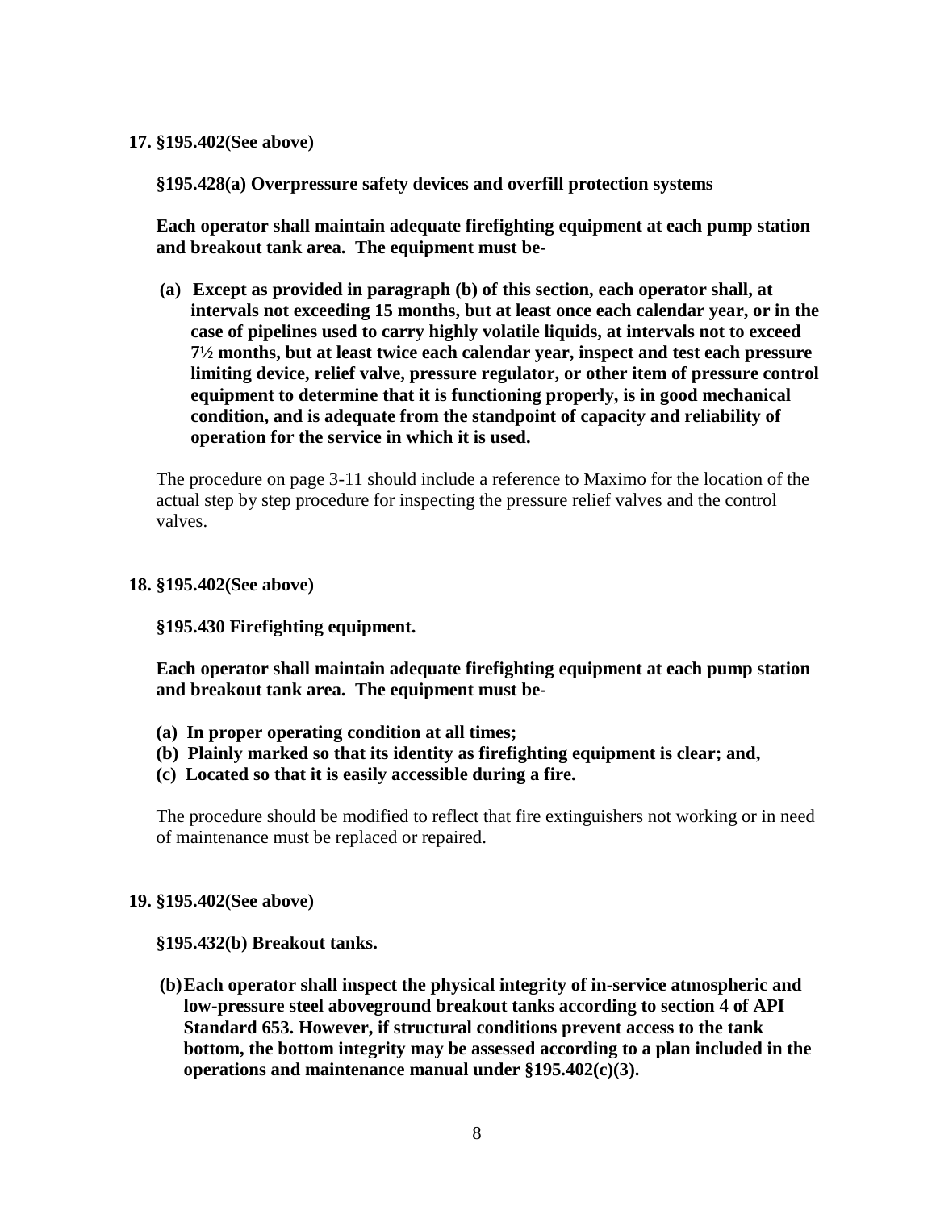**17. §195.402(See above)**

**§195.428(a) Overpressure safety devices and overfill protection systems**

**Each operator shall maintain adequate firefighting equipment at each pump station and breakout tank area. The equipment must be-**

**(a) Except as provided in paragraph (b) of this section, each operator shall, at intervals not exceeding 15 months, but at least once each calendar year, or in the case of pipelines used to carry highly volatile liquids, at intervals not to exceed 7½ months, but at least twice each calendar year, inspect and test each pressure limiting device, relief valve, pressure regulator, or other item of pressure control equipment to determine that it is functioning properly, is in good mechanical condition, and is adequate from the standpoint of capacity and reliability of operation for the service in which it is used.**

The procedure on page 3-11 should include a reference to Maximo for the location of the actual step by step procedure for inspecting the pressure relief valves and the control valves.

**18. §195.402(See above)**

**§195.430 Firefighting equipment.**

**Each operator shall maintain adequate firefighting equipment at each pump station and breakout tank area. The equipment must be-**

**(a) In proper operating condition at all times;**
**(b) Plainly marked so that its identity as firefighting equipment is clear; and,**
**(c) Located so that it is easily accessible during a fire.**

The procedure should be modified to reflect that fire extinguishers not working or in need of maintenance must be replaced or repaired.

**19. §195.402(See above)**

**§195.432(b) Breakout tanks.**

**(b) Each operator shall inspect the physical integrity of in-service atmospheric and low-pressure steel aboveground breakout tanks according to section 4 of API Standard 653. However, if structural conditions prevent access to the tank bottom, the bottom integrity may be assessed according to a plan included in the operations and maintenance manual under §195.402(c)(3).**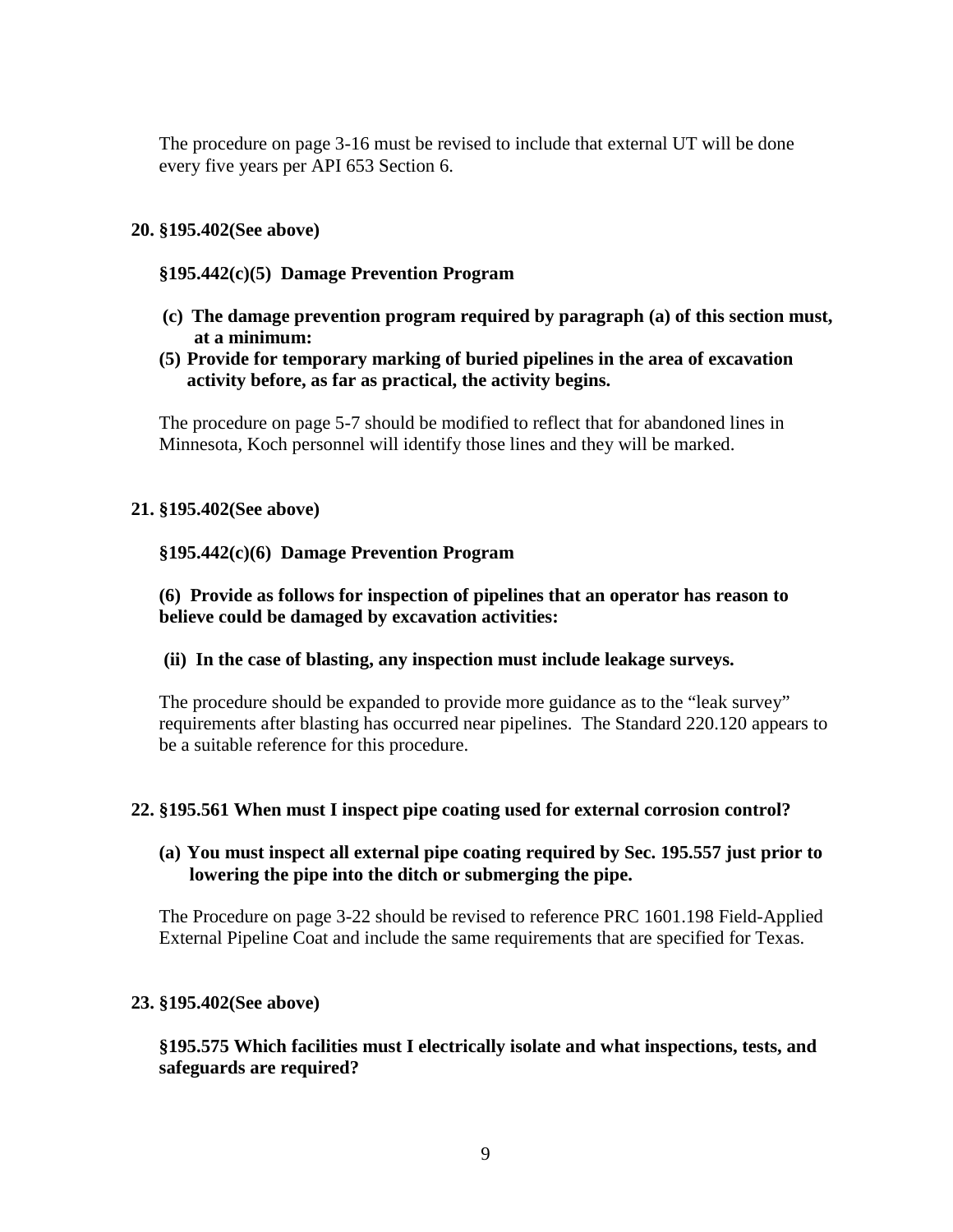The procedure on page 3-16 must be revised to include that external UT will be done every five years per API 653 Section 6.

**20. §195.402(See above)**

**§195.442(c)(5) Damage Prevention Program**

**(c) The damage prevention program required by paragraph (a) of this section must, at a minimum:**

**(5) Provide for temporary marking of buried pipelines in the area of excavation activity before, as far as practical, the activity begins.**

The procedure on page 5-7 should be modified to reflect that for abandoned lines in Minnesota, Koch personnel will identify those lines and they will be marked.

**21. §195.402(See above)**

**§195.442(c)(6) Damage Prevention Program**

**(6) Provide as follows for inspection of pipelines that an operator has reason to believe could be damaged by excavation activities:**

**(ii) In the case of blasting, any inspection must include leakage surveys.**

The procedure should be expanded to provide more guidance as to the "leak survey" requirements after blasting has occurred near pipelines. The Standard 220.120 appears to be a suitable reference for this procedure.

**22. §195.561 When must I inspect pipe coating used for external corrosion control?**

**(a) You must inspect all external pipe coating required by Sec. 195.557 just prior to lowering the pipe into the ditch or submerging the pipe.**

The Procedure on page 3-22 should be revised to reference PRC 1601.198 Field-Applied External Pipeline Coat and include the same requirements that are specified for Texas.

**23. §195.402(See above)**

**§195.575 Which facilities must I electrically isolate and what inspections, tests, and safeguards are required?**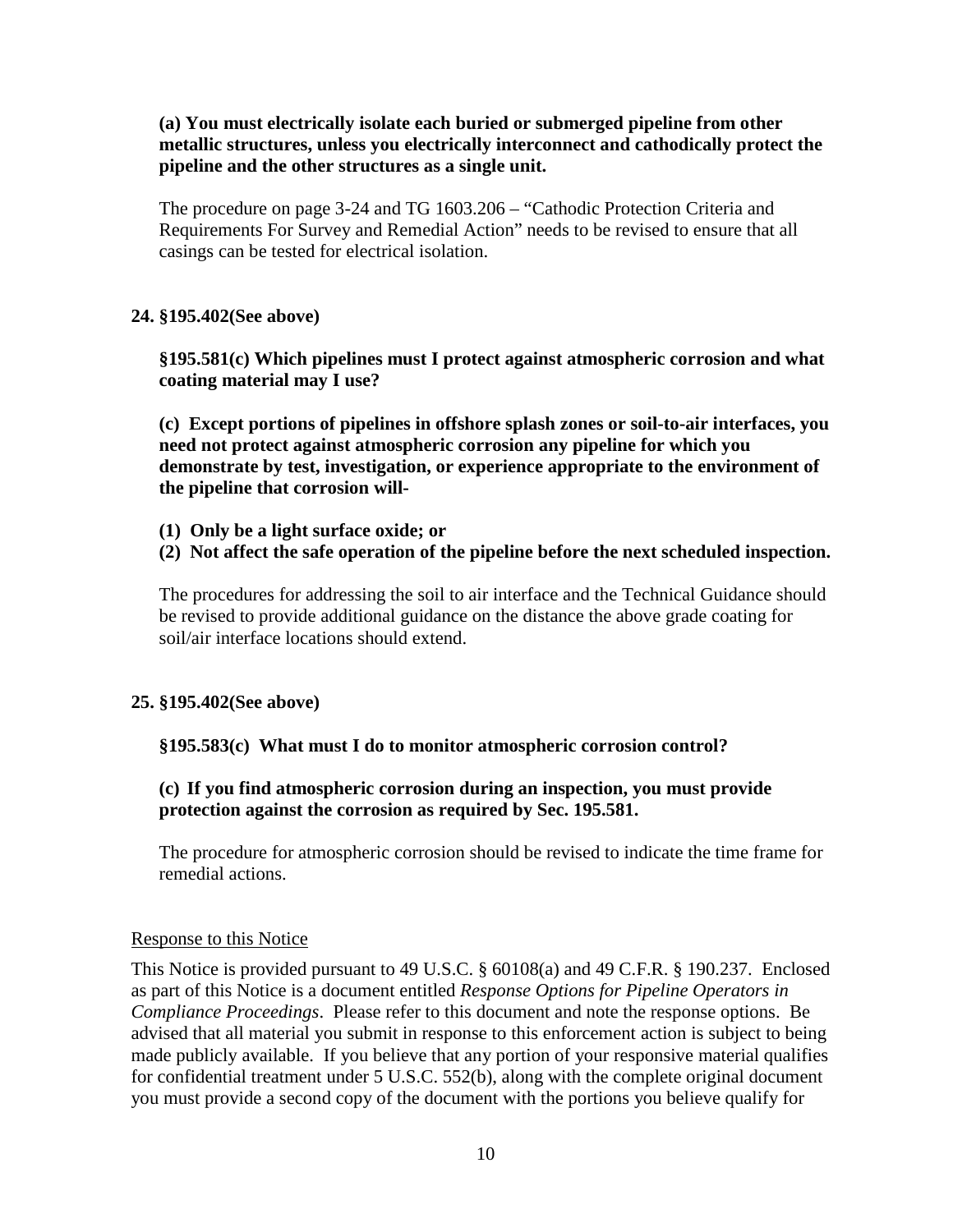**(a) You must electrically isolate each buried or submerged pipeline from other metallic structures, unless you electrically interconnect and cathodically protect the pipeline and the other structures as a single unit.**

The procedure on page 3-24 and TG 1603.206 – "Cathodic Protection Criteria and Requirements For Survey and Remedial Action" needs to be revised to ensure that all casings can be tested for electrical isolation.

**24. §195.402(See above)**

**§195.581(c) Which pipelines must I protect against atmospheric corrosion and what coating material may I use?**

**(c) Except portions of pipelines in offshore splash zones or soil-to-air interfaces, you need not protect against atmospheric corrosion any pipeline for which you demonstrate by test, investigation, or experience appropriate to the environment of the pipeline that corrosion will-**

**(1) Only be a light surface oxide; or**
**(2) Not affect the safe operation of the pipeline before the next scheduled inspection.**

The procedures for addressing the soil to air interface and the Technical Guidance should be revised to provide additional guidance on the distance the above grade coating for soil/air interface locations should extend.

**25. §195.402(See above)**

**§195.583(c) What must I do to monitor atmospheric corrosion control?**

**(c) If you find atmospheric corrosion during an inspection, you must provide protection against the corrosion as required by Sec. 195.581.**

The procedure for atmospheric corrosion should be revised to indicate the time frame for remedial actions.

Response to this Notice

This Notice is provided pursuant to 49 U.S.C. § 60108(a) and 49 C.F.R. § 190.237. Enclosed as part of this Notice is a document entitled *Response Options for Pipeline Operators in Compliance Proceedings*. Please refer to this document and note the response options. Be advised that all material you submit in response to this enforcement action is subject to being made publicly available. If you believe that any portion of your responsive material qualifies for confidential treatment under 5 U.S.C. 552(b), along with the complete original document you must provide a second copy of the document with the portions you believe qualify for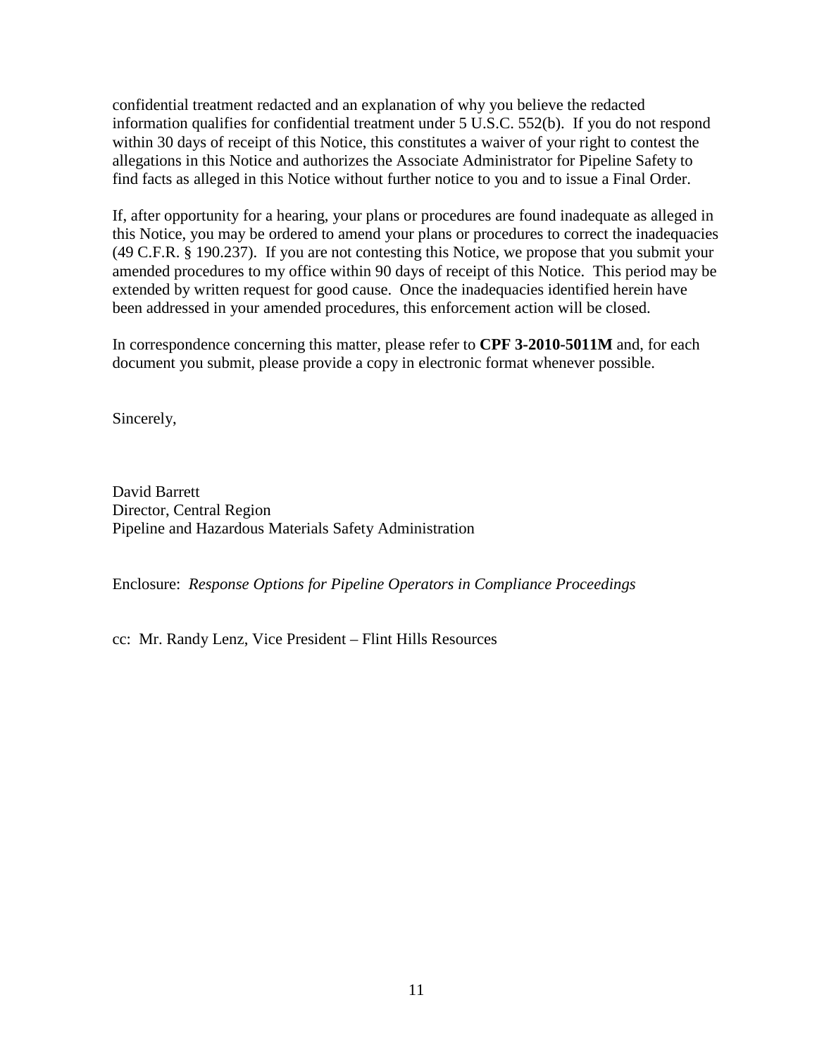confidential treatment redacted and an explanation of why you believe the redacted information qualifies for confidential treatment under 5 U.S.C. 552(b). If you do not respond within 30 days of receipt of this Notice, this constitutes a waiver of your right to contest the allegations in this Notice and authorizes the Associate Administrator for Pipeline Safety to find facts as alleged in this Notice without further notice to you and to issue a Final Order.

If, after opportunity for a hearing, your plans or procedures are found inadequate as alleged in this Notice, you may be ordered to amend your plans or procedures to correct the inadequacies (49 C.F.R. § 190.237). If you are not contesting this Notice, we propose that you submit your amended procedures to my office within 90 days of receipt of this Notice. This period may be extended by written request for good cause. Once the inadequacies identified herein have been addressed in your amended procedures, this enforcement action will be closed.

In correspondence concerning this matter, please refer to **CPF 3-2010-5011M** and, for each document you submit, please provide a copy in electronic format whenever possible.

Sincerely,

David Barrett
Director, Central Region
Pipeline and Hazardous Materials Safety Administration

Enclosure: *Response Options for Pipeline Operators in Compliance Proceedings*

cc: Mr. Randy Lenz, Vice President – Flint Hills Resources